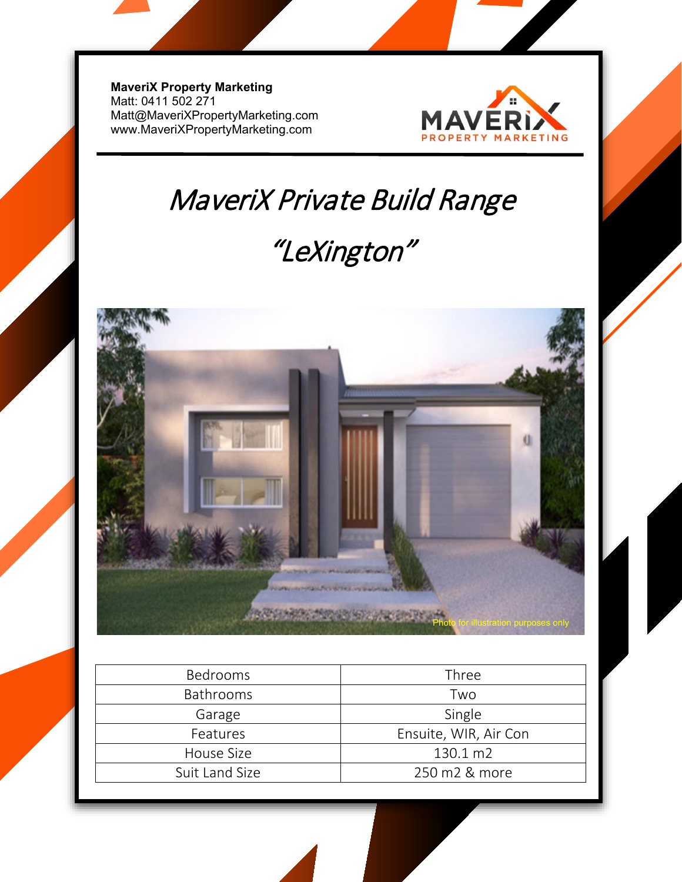**MaveriX Property Marketing**
Matt: 0411 502 271
Matt@MaveriXPropertyMarketing.com
www.MaveriXPropertyMarketing.com

# *MaveriX Private Build Range*

## *"LeXington"*

Photo for illustration purposes only

| Bedrooms | Three |
|---|---|
| Bathrooms | Two |
| Garage | Single |
| Features | Ensuite, WIR, Air Con |
| House Size | 130.1 m2 |
| Suit Land Size | 250 m2 & more |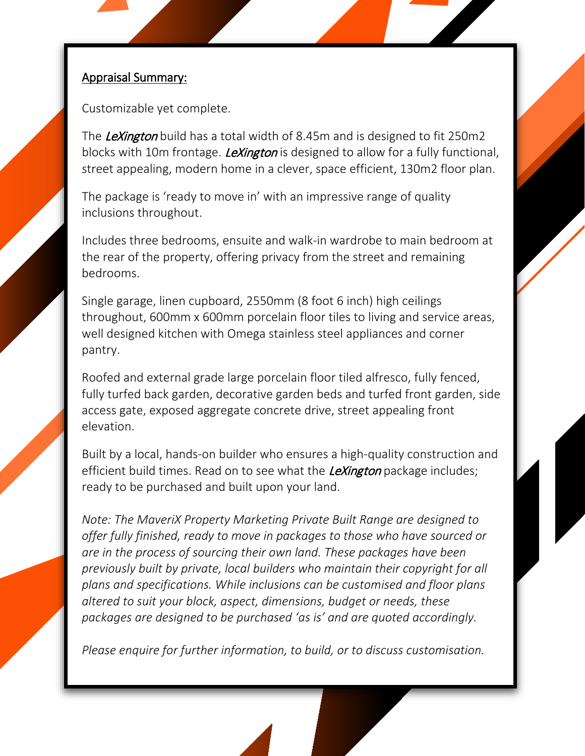## Appraisal Summary:

Customizable yet complete.

The *LeXington* build has a total width of 8.45m and is designed to fit 250m2 blocks with 10m frontage. *LeXington* is designed to allow for a fully functional, street appealing, modern home in a clever, space efficient, 130m2 floor plan.

The package is 'ready to move in' with an impressive range of quality inclusions throughout.

Includes three bedrooms, ensuite and walk-in wardrobe to main bedroom at the rear of the property, offering privacy from the street and remaining bedrooms.

Single garage, linen cupboard, 2550mm (8 foot 6 inch) high ceilings throughout, 600mm x 600mm porcelain floor tiles to living and service areas, well designed kitchen with Omega stainless steel appliances and corner pantry.

Roofed and external grade large porcelain floor tiled alfresco, fully fenced, fully turfed back garden, decorative garden beds and turfed front garden, side access gate, exposed aggregate concrete drive, street appealing front elevation.

Built by a local, hands-on builder who ensures a high-quality construction and efficient build times. Read on to see what the *LeXington* package includes; ready to be purchased and built upon your land.

*Note: The MaveriX Property Marketing Private Built Range are designed to offer fully finished, ready to move in packages to those who have sourced or are in the process of sourcing their own land. These packages have been previously built by private, local builders who maintain their copyright for all plans and specifications. While inclusions can be customised and floor plans altered to suit your block, aspect, dimensions, budget or needs, these packages are designed to be purchased 'as is' and are quoted accordingly.*

*Please enquire for further information, to build, or to discuss customisation.*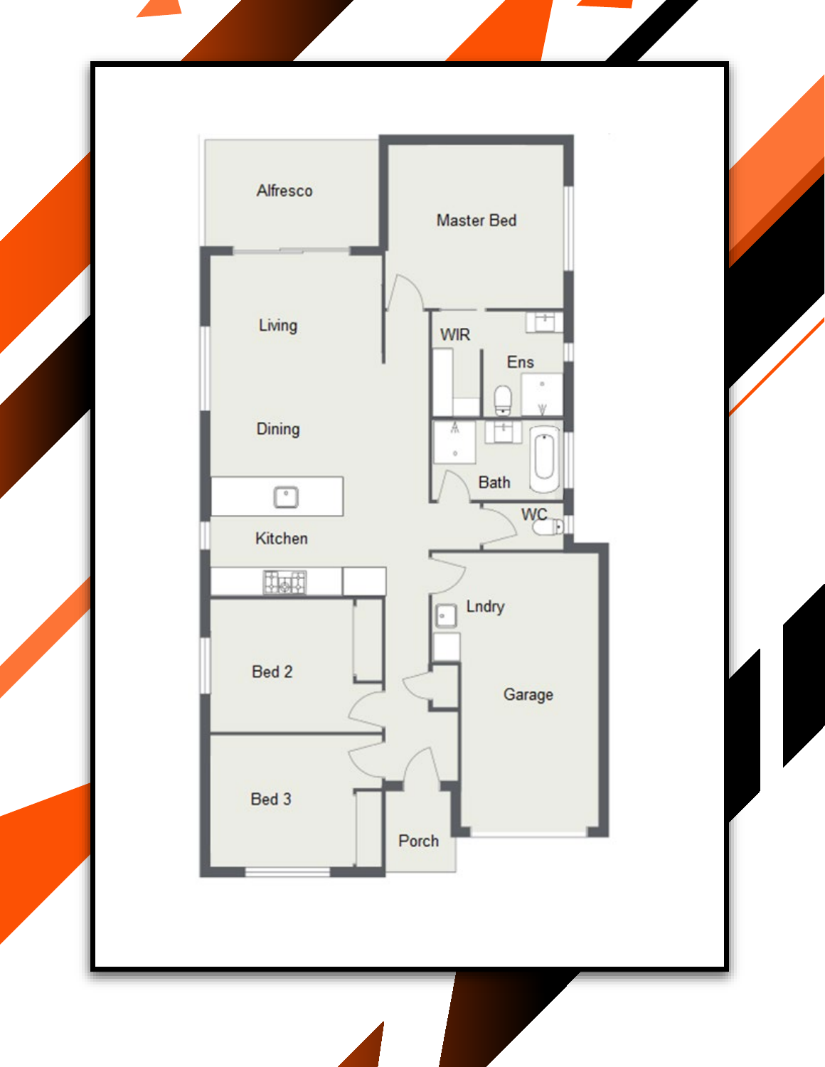Alfresco

Master Bed

Living

WIR

Ens

Dining

Bath

WC

Kitchen

Lndry

Bed 2

Garage

Bed 3

Porch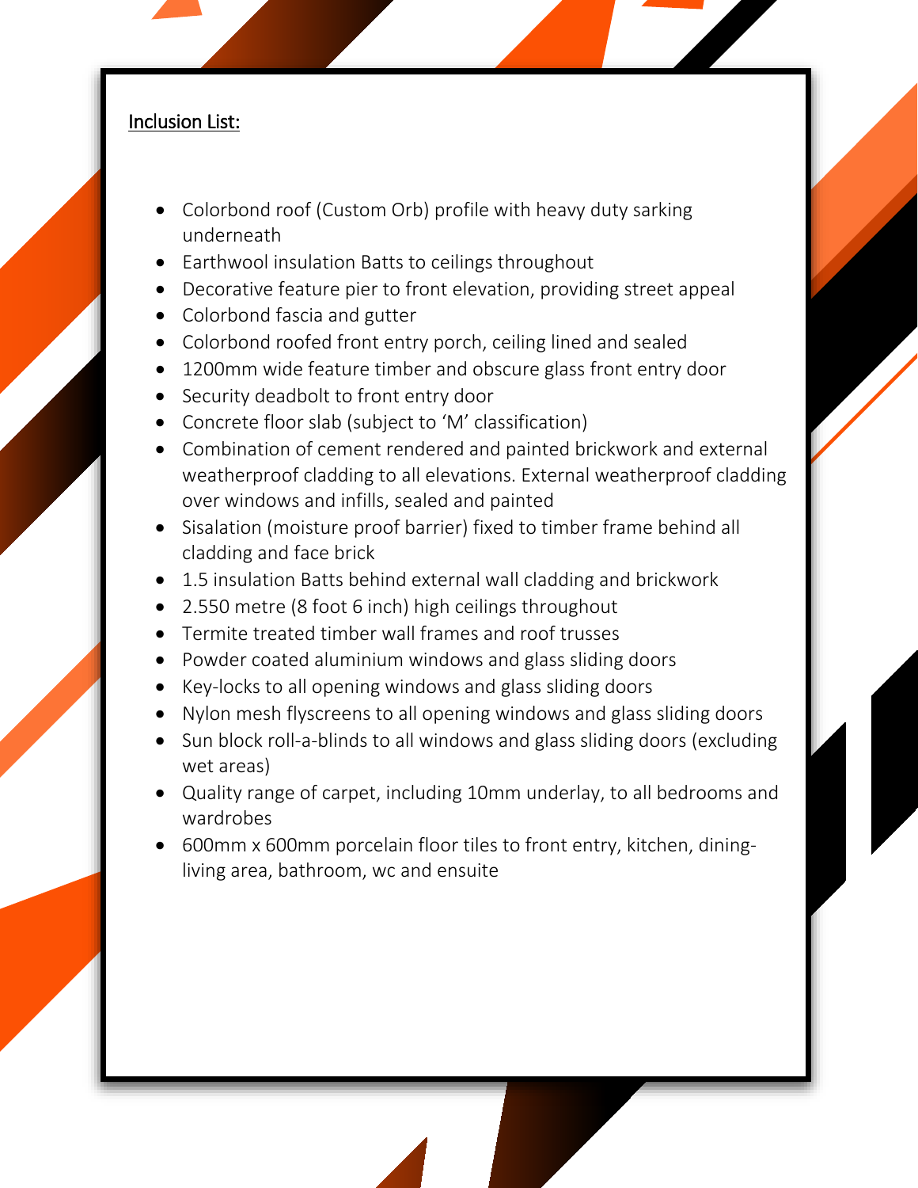<u>Inclusion List:</u>

- Colorbond roof (Custom Orb) profile with heavy duty sarking underneath
- Earthwool insulation Batts to ceilings throughout
- Decorative feature pier to front elevation, providing street appeal
- Colorbond fascia and gutter
- Colorbond roofed front entry porch, ceiling lined and sealed
- 1200mm wide feature timber and obscure glass front entry door
- Security deadbolt to front entry door
- Concrete floor slab (subject to 'M' classification)
- Combination of cement rendered and painted brickwork and external weatherproof cladding to all elevations. External weatherproof cladding over windows and infills, sealed and painted
- Sisalation (moisture proof barrier) fixed to timber frame behind all cladding and face brick
- 1.5 insulation Batts behind external wall cladding and brickwork
- 2.550 metre (8 foot 6 inch) high ceilings throughout
- Termite treated timber wall frames and roof trusses
- Powder coated aluminium windows and glass sliding doors
- Key-locks to all opening windows and glass sliding doors
- Nylon mesh flyscreens to all opening windows and glass sliding doors
- Sun block roll-a-blinds to all windows and glass sliding doors (excluding wet areas)
- Quality range of carpet, including 10mm underlay, to all bedrooms and wardrobes
- 600mm x 600mm porcelain floor tiles to front entry, kitchen, dining-living area, bathroom, wc and ensuite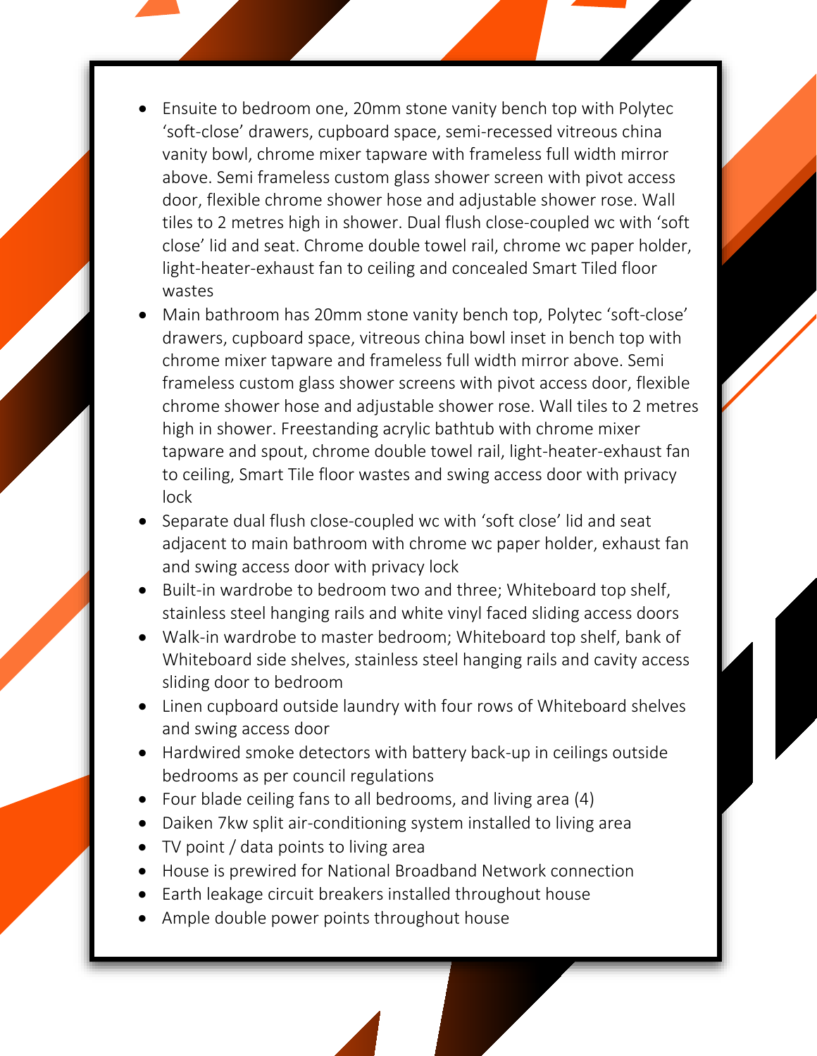- Ensuite to bedroom one, 20mm stone vanity bench top with Polytec 'soft-close' drawers, cupboard space, semi-recessed vitreous china vanity bowl, chrome mixer tapware with frameless full width mirror above. Semi frameless custom glass shower screen with pivot access door, flexible chrome shower hose and adjustable shower rose. Wall tiles to 2 metres high in shower. Dual flush close-coupled wc with 'soft close' lid and seat. Chrome double towel rail, chrome wc paper holder, light-heater-exhaust fan to ceiling and concealed Smart Tiled floor wastes
- Main bathroom has 20mm stone vanity bench top, Polytec 'soft-close' drawers, cupboard space, vitreous china bowl inset in bench top with chrome mixer tapware and frameless full width mirror above. Semi frameless custom glass shower screens with pivot access door, flexible chrome shower hose and adjustable shower rose. Wall tiles to 2 metres high in shower. Freestanding acrylic bathtub with chrome mixer tapware and spout, chrome double towel rail, light-heater-exhaust fan to ceiling, Smart Tile floor wastes and swing access door with privacy lock
- Separate dual flush close-coupled wc with 'soft close' lid and seat adjacent to main bathroom with chrome wc paper holder, exhaust fan and swing access door with privacy lock
- Built-in wardrobe to bedroom two and three; Whiteboard top shelf, stainless steel hanging rails and white vinyl faced sliding access doors
- Walk-in wardrobe to master bedroom; Whiteboard top shelf, bank of Whiteboard side shelves, stainless steel hanging rails and cavity access sliding door to bedroom
- Linen cupboard outside laundry with four rows of Whiteboard shelves and swing access door
- Hardwired smoke detectors with battery back-up in ceilings outside bedrooms as per council regulations
- Four blade ceiling fans to all bedrooms, and living area (4)
- Daiken 7kw split air-conditioning system installed to living area
- TV point / data points to living area
- House is prewired for National Broadband Network connection
- Earth leakage circuit breakers installed throughout house
- Ample double power points throughout house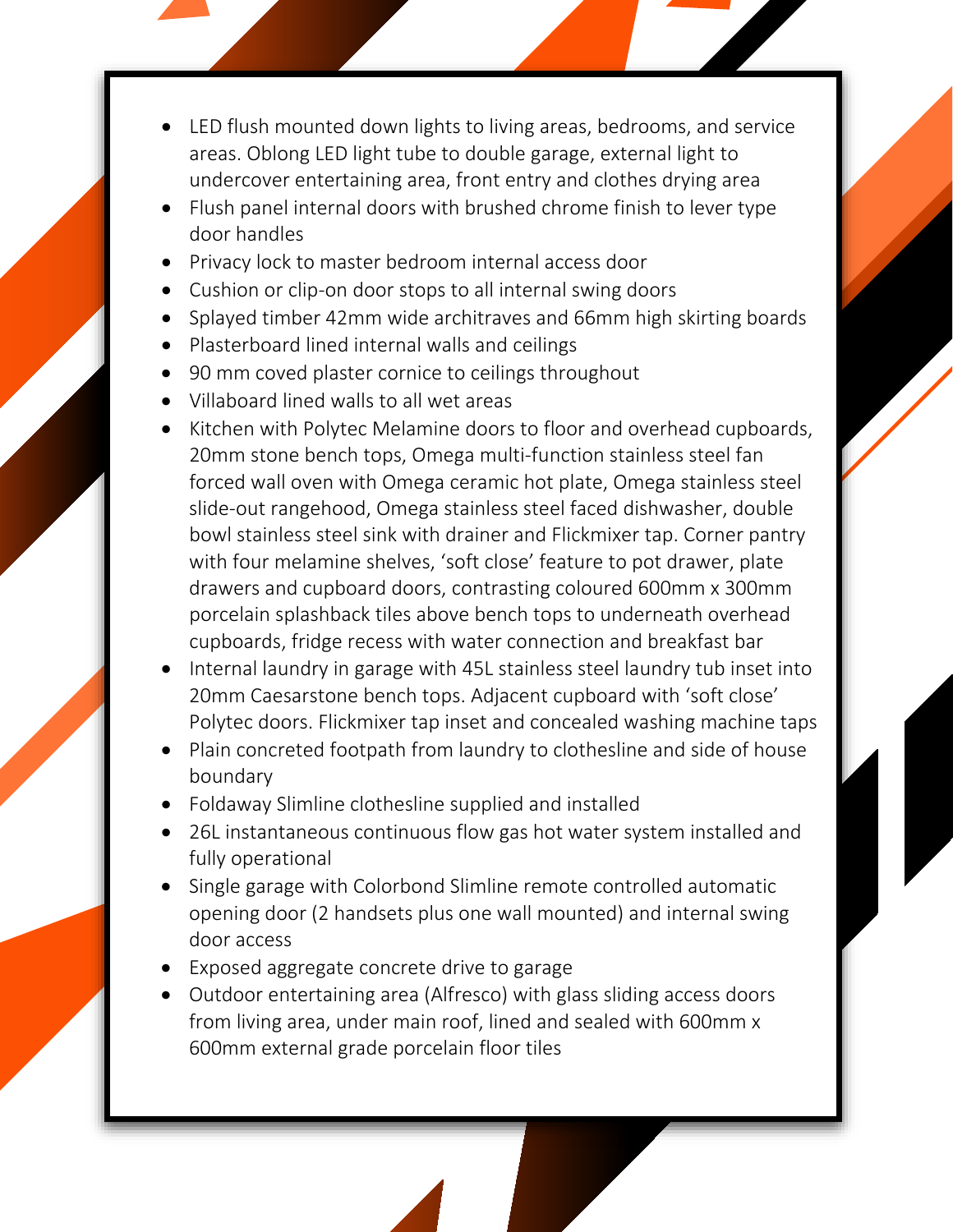- LED flush mounted down lights to living areas, bedrooms, and service areas. Oblong LED light tube to double garage, external light to undercover entertaining area, front entry and clothes drying area
- Flush panel internal doors with brushed chrome finish to lever type door handles
- Privacy lock to master bedroom internal access door
- Cushion or clip-on door stops to all internal swing doors
- Splayed timber 42mm wide architraves and 66mm high skirting boards
- Plasterboard lined internal walls and ceilings
- 90 mm coved plaster cornice to ceilings throughout
- Villaboard lined walls to all wet areas
- Kitchen with Polytec Melamine doors to floor and overhead cupboards, 20mm stone bench tops, Omega multi-function stainless steel fan forced wall oven with Omega ceramic hot plate, Omega stainless steel slide-out rangehood, Omega stainless steel faced dishwasher, double bowl stainless steel sink with drainer and Flickmixer tap. Corner pantry with four melamine shelves, 'soft close' feature to pot drawer, plate drawers and cupboard doors, contrasting coloured 600mm x 300mm porcelain splashback tiles above bench tops to underneath overhead cupboards, fridge recess with water connection and breakfast bar
- Internal laundry in garage with 45L stainless steel laundry tub inset into 20mm Caesarstone bench tops. Adjacent cupboard with 'soft close' Polytec doors. Flickmixer tap inset and concealed washing machine taps
- Plain concreted footpath from laundry to clothesline and side of house boundary
- Foldaway Slimline clothesline supplied and installed
- 26L instantaneous continuous flow gas hot water system installed and fully operational
- Single garage with Colorbond Slimline remote controlled automatic opening door (2 handsets plus one wall mounted) and internal swing door access
- Exposed aggregate concrete drive to garage
- Outdoor entertaining area (Alfresco) with glass sliding access doors from living area, under main roof, lined and sealed with 600mm x 600mm external grade porcelain floor tiles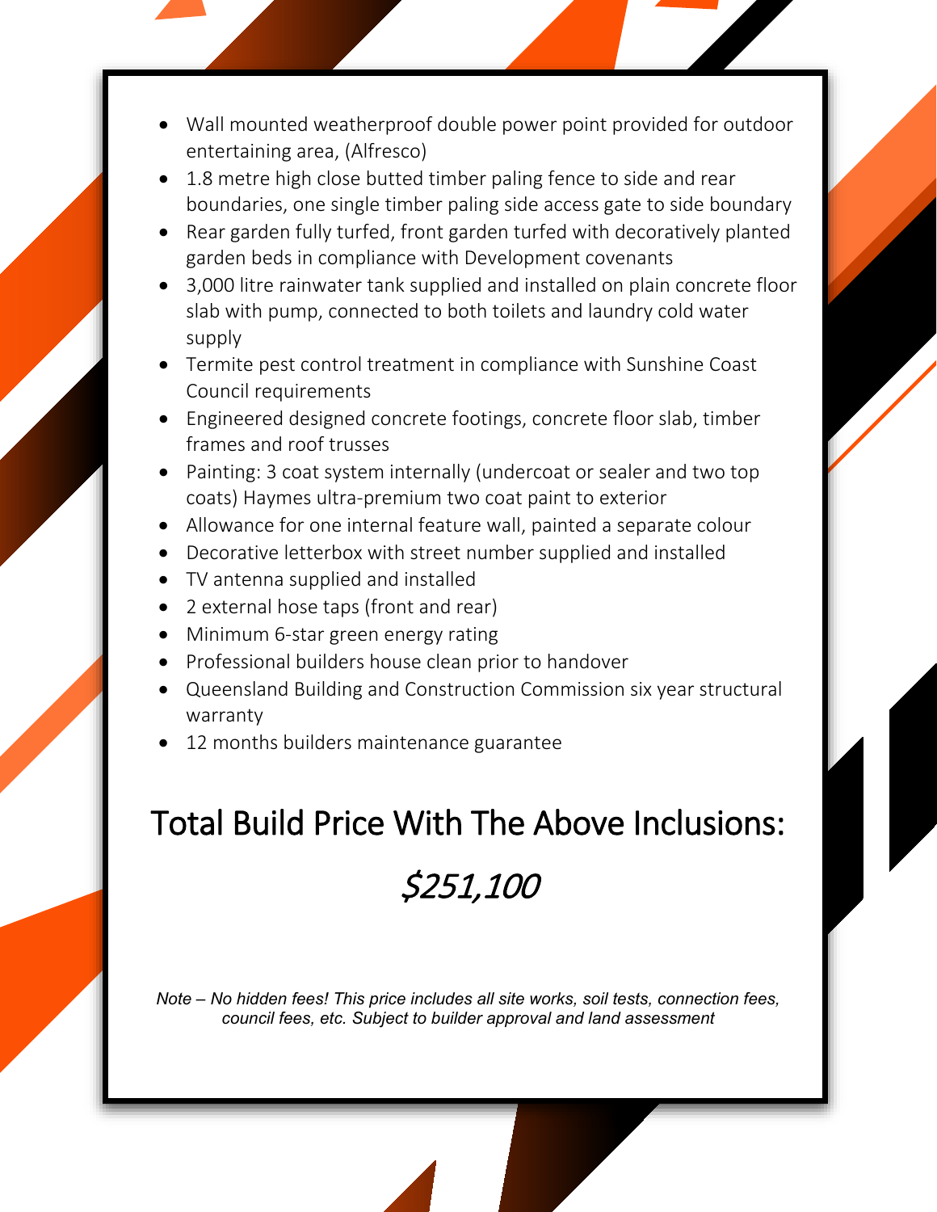- Wall mounted weatherproof double power point provided for outdoor entertaining area, (Alfresco)
- 1.8 metre high close butted timber paling fence to side and rear boundaries, one single timber paling side access gate to side boundary
- Rear garden fully turfed, front garden turfed with decoratively planted garden beds in compliance with Development covenants
- 3,000 litre rainwater tank supplied and installed on plain concrete floor slab with pump, connected to both toilets and laundry cold water supply
- Termite pest control treatment in compliance with Sunshine Coast Council requirements
- Engineered designed concrete footings, concrete floor slab, timber frames and roof trusses
- Painting: 3 coat system internally (undercoat or sealer and two top coats) Haymes ultra-premium two coat paint to exterior
- Allowance for one internal feature wall, painted a separate colour
- Decorative letterbox with street number supplied and installed
- TV antenna supplied and installed
- 2 external hose taps (front and rear)
- Minimum 6-star green energy rating
- Professional builders house clean prior to handover
- Queensland Building and Construction Commission six year structural warranty
- 12 months builders maintenance guarantee

# Total Build Price With The Above Inclusions:

# *$251,100*

*Note – No hidden fees! This price includes all site works, soil tests, connection fees, council fees, etc. Subject to builder approval and land assessment*